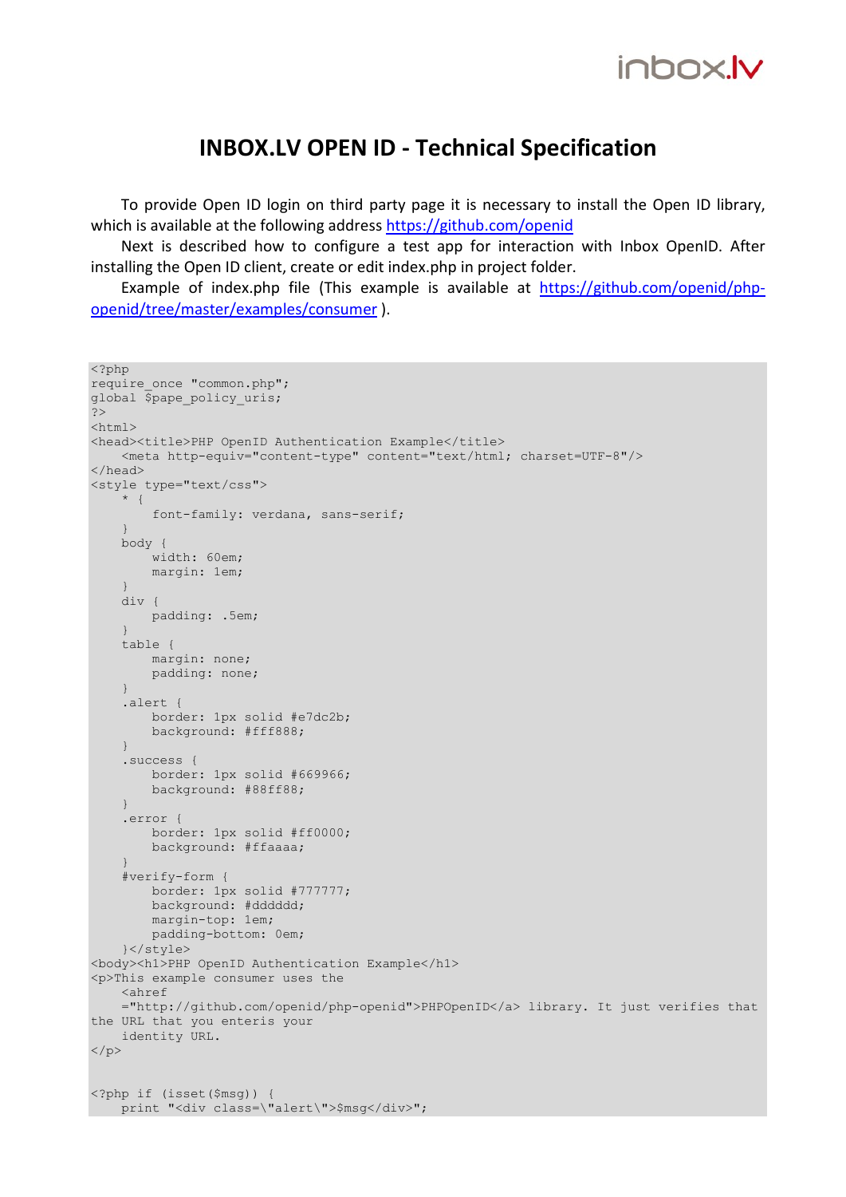inbox.lv

# INBOX.LV OPEN ID - Technical Specification

To provide Open ID login on third party page it is necessary to install the Open ID library, which is available at the following address https://github.com/openid

Next is described how to configure a test app for interaction with Inbox OpenID. After installing the Open ID client, create or edit index.php in project folder.

Example of index.php file (This example is available at https://github.com/openid/php-openid/tree/master/examples/consumer ).

```
<?php
require_once "common.php";
global $pape_policy_uris;
?>
<html>
<head><title>PHP OpenID Authentication Example</title>
    <meta http-equiv="content-type" content="text/html; charset=UTF-8"/>
</head>
<style type="text/css">
    * {
        font-family: verdana, sans-serif;
    }
    body {
        width: 60em;
        margin: 1em;
    }
    div {
        padding: .5em;
    }
    table {
        margin: none;
        padding: none;
    }
    .alert {
        border: 1px solid #e7dc2b;
        background: #fff888;
    }
    .success {
        border: 1px solid #669966;
        background: #88ff88;
    }
    .error {
        border: 1px solid #ff0000;
        background: #ffaaaa;
    }
    #verify-form {
        border: 1px solid #777777;
        background: #dddddd;
        margin-top: 1em;
        padding-bottom: 0em;
    }</style>
<body><h1>PHP OpenID Authentication Example</h1>
<p>This example consumer uses the
    <ahref
    ="http://github.com/openid/php-openid">PHPOpenID</a> library. It just verifies that
the URL that you enteris your
    identity URL.
</p>


<?php if (isset($msg)) {
    print "<div class=\"alert\">$msg</div>";
```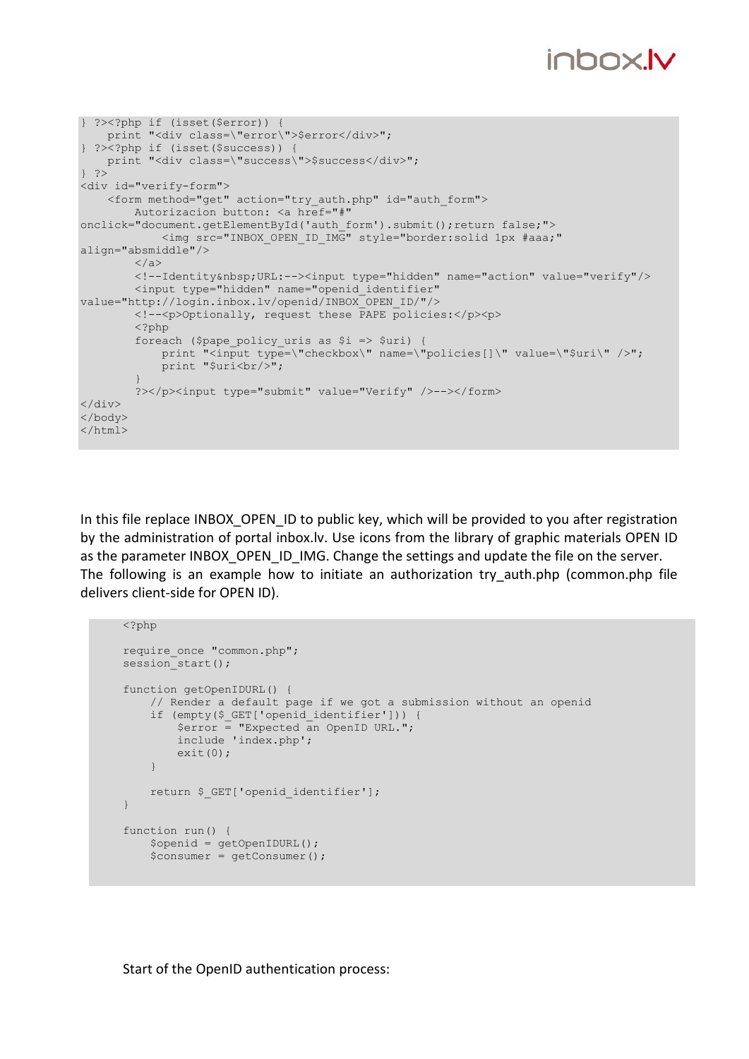```
} ?><?php if (isset($error)) {
    print "<div class=\"error\">$error</div>";
} ?><?php if (isset($success)) {
    print "<div class=\"success\">$success</div>";
} ?>
<div id="verify-form">
    <form method="get" action="try_auth.php" id="auth_form">
        Autorizacion button: <a href="#"
onclick="document.getElementById('auth_form').submit();return false;">
            <img src="INBOX_OPEN_ID_IMG" style="border:solid 1px #aaa;"
align="absmiddle"/>
        </a>
        <!--Identity&nbsp;URL:--><input type="hidden" name="action" value="verify"/>
        <input type="hidden" name="openid_identifier"
value="http://login.inbox.lv/openid/INBOX_OPEN_ID/"/>
        <!--<p>Optionally, request these PAPE policies:</p><p>
        <?php
        foreach ($pape_policy_uris as $i => $uri) {
            print "<input type=\"checkbox\" name=\"policies[]\" value=\"$uri\" />";
            print "$uri<br/>";
        }
        ?></p><input type="submit" value="Verify" />--></form>
</div>
</body>
</html>
```

In this file replace INBOX_OPEN_ID to public key, which will be provided to you after registration by the administration of portal inbox.lv. Use icons from the library of graphic materials OPEN ID as the parameter INBOX_OPEN_ID_IMG. Change the settings and update the file on the server.
The following is an example how to initiate an authorization try_auth.php (common.php file delivers client-side for OPEN ID).

```
<?php

require_once "common.php";
session_start();

function getOpenIDURL() {
    // Render a default page if we got a submission without an openid
    if (empty($_GET['openid_identifier'])) {
        $error = "Expected an OpenID URL.";
        include 'index.php';
        exit(0);
    }

    return $_GET['openid_identifier'];
}

function run() {
    $openid = getOpenIDURL();
    $consumer = getConsumer();
```

Start of the OpenID authentication process: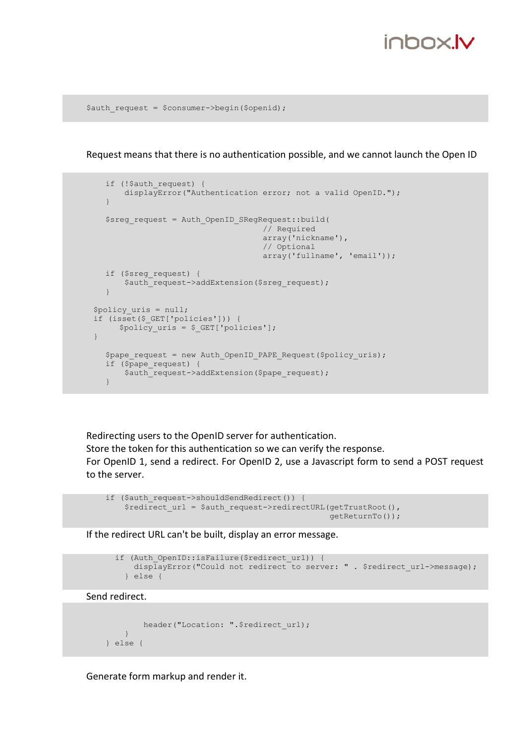```
$auth_request = $consumer->begin($openid);
```

Request means that there is no authentication possible, and we cannot launch the Open ID

```
    if (!$auth_request) {
        displayError("Authentication error; not a valid OpenID.");
    }

    $sreg_request = Auth_OpenID_SRegRequest::build(
                                     // Required
                                     array('nickname'),
                                     // Optional
                                     array('fullname', 'email'));

    if ($sreg_request) {
        $auth_request->addExtension($sreg_request);
    }

  $policy_uris = null;
  if (isset($_GET['policies'])) {
       $policy_uris = $_GET['policies'];
  }

    $pape_request = new Auth_OpenID_PAPE_Request($policy_uris);
    if ($pape_request) {
        $auth_request->addExtension($pape_request);
    }
```

Redirecting users to the OpenID server for authentication.
Store the token for this authentication so we can verify the response.
For OpenID 1, send a redirect. For OpenID 2, use a Javascript form to send a POST request to the server.

```
    if ($auth_request->shouldSendRedirect()) {
        $redirect_url = $auth_request->redirectURL(getTrustRoot(),
                                                   getReturnTo());
```

If the redirect URL can't be built, display an error message.

```
      if (Auth_OpenID::isFailure($redirect_url)) {
          displayError("Could not redirect to server: " . $redirect_url->message);
        } else {
```

Send redirect.

```
            header("Location: ".$redirect_url);
        }
    } else {
```

Generate form markup and render it.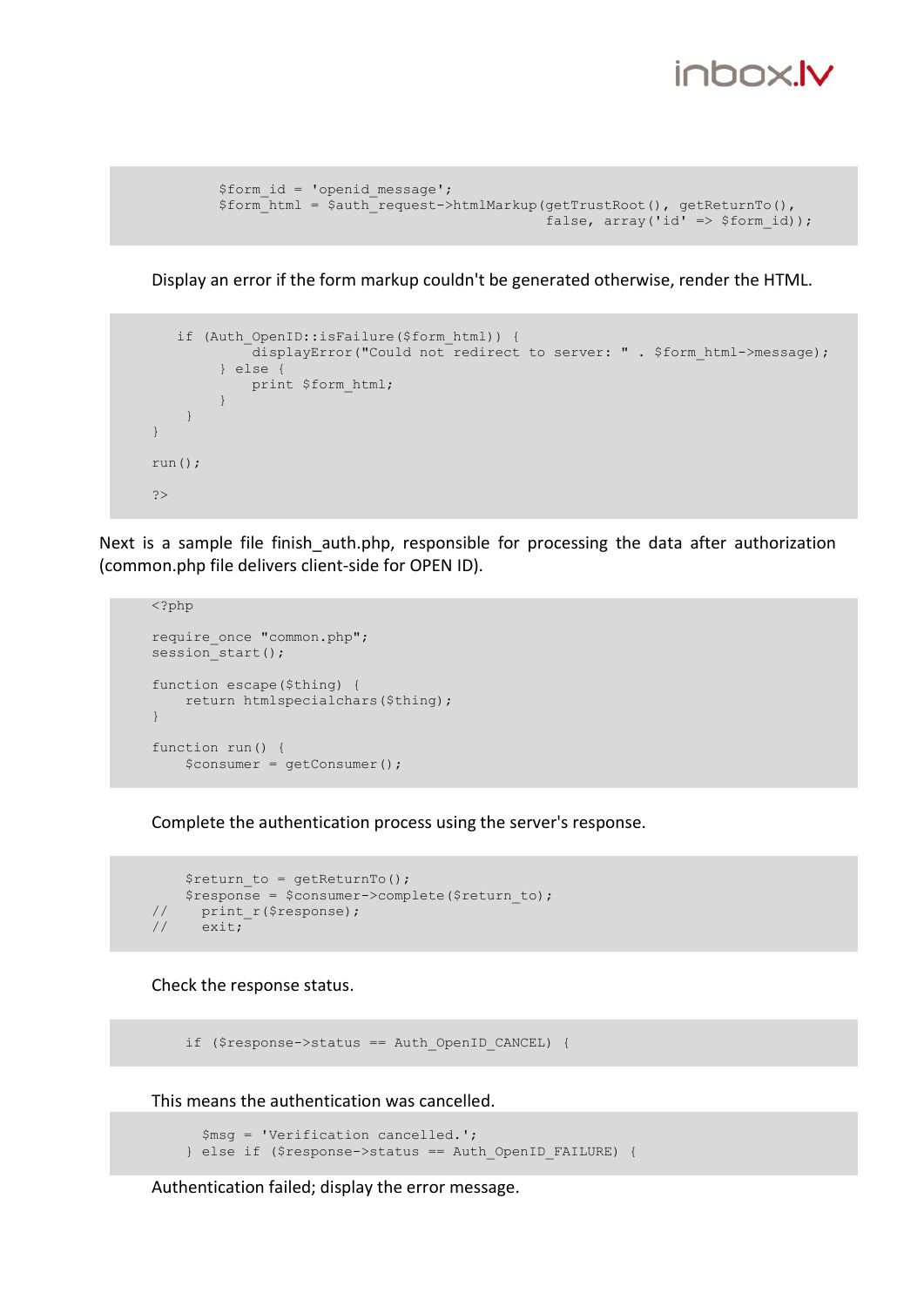```
        $form_id = 'openid_message';
        $form_html = $auth_request->htmlMarkup(getTrustRoot(), getReturnTo(),
                                               false, array('id' => $form_id));
```

Display an error if the form markup couldn't be generated otherwise, render the HTML.

```
        if (Auth_OpenID::isFailure($form_html)) {
                displayError("Could not redirect to server: " . $form_html->message);
            } else {
                print $form_html;
            }
        }
}

run();

?>
```

Next is a sample file finish_auth.php, responsible for processing the data after authorization (common.php file delivers client-side for OPEN ID).

```
<?php

require_once "common.php";
session_start();

function escape($thing) {
    return htmlspecialchars($thing);
}

function run() {
    $consumer = getConsumer();
```

Complete the authentication process using the server's response.

```
    $return_to = getReturnTo();
    $response = $consumer->complete($return_to);
//    print_r($response);
//    exit;
```

Check the response status.

```
    if ($response->status == Auth_OpenID_CANCEL) {
```

This means the authentication was cancelled.

```
      $msg = 'Verification cancelled.';
    } else if ($response->status == Auth_OpenID_FAILURE) {
```

Authentication failed; display the error message.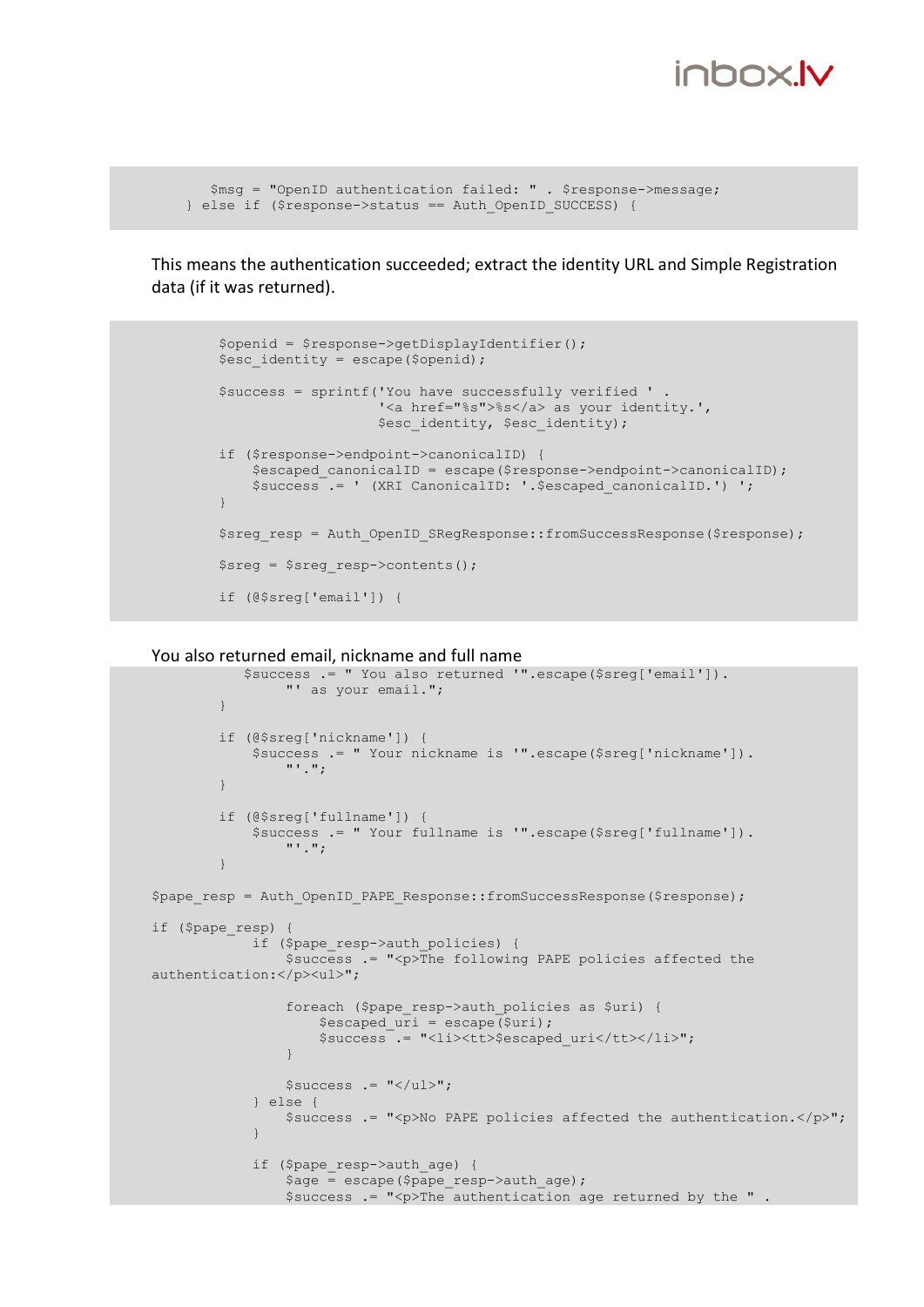```
        $msg = "OpenID authentication failed: " . $response->message;
    } else if ($response->status == Auth_OpenID_SUCCESS) {
```

This means the authentication succeeded; extract the identity URL and Simple Registration data (if it was returned).

```
        $openid = $response->getDisplayIdentifier();
        $esc_identity = escape($openid);

        $success = sprintf('You have successfully verified ' .
                           '<a href="%s">%s</a> as your identity.',
                           $esc_identity, $esc_identity);

        if ($response->endpoint->canonicalID) {
            $escaped_canonicalID = escape($response->endpoint->canonicalID);
            $success .= ' (XRI CanonicalID: '.$escaped_canonicalID.') ';
        }

        $sreg_resp = Auth_OpenID_SRegResponse::fromSuccessResponse($response);

        $sreg = $sreg_resp->contents();

        if (@$sreg['email']) {
```

You also returned email, nickname and full name

```
           $success .= " You also returned '".escape($sreg['email']).
                "' as your email.";
        }

        if (@$sreg['nickname']) {
            $success .= " Your nickname is '".escape($sreg['nickname']).
                "'.";
        }

        if (@$sreg['fullname']) {
            $success .= " Your fullname is '".escape($sreg['fullname']).
                "'.";
        }

$pape_resp = Auth_OpenID_PAPE_Response::fromSuccessResponse($response);

if ($pape_resp) {
            if ($pape_resp->auth_policies) {
                $success .= "<p>The following PAPE policies affected the
authentication:</p><ul>";

                foreach ($pape_resp->auth_policies as $uri) {
                    $escaped_uri = escape($uri);
                    $success .= "<li><tt>$escaped_uri</tt></li>";
                }

                $success .= "</ul>";
            } else {
                $success .= "<p>No PAPE policies affected the authentication.</p>";
            }

            if ($pape_resp->auth_age) {
                $age = escape($pape_resp->auth_age);
                $success .= "<p>The authentication age returned by the " .
```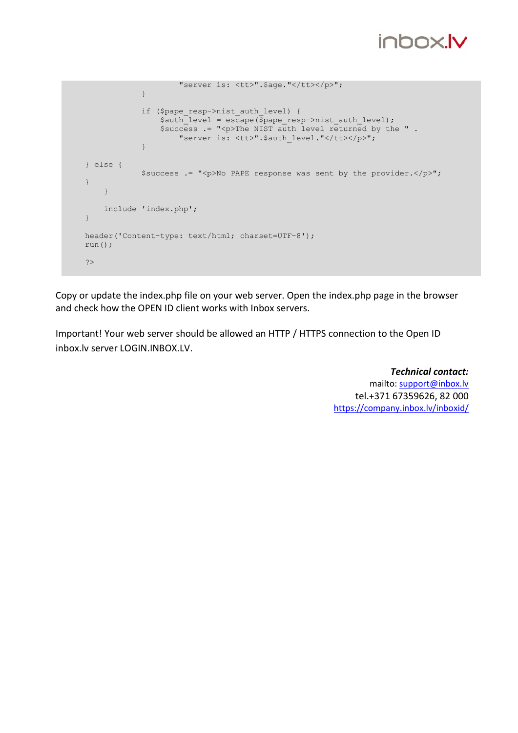```
                        "server is: <tt>".$age."</tt></p>";
            }

            if ($pape_resp->nist_auth_level) {
                $auth_level = escape($pape_resp->nist_auth_level);
                $success .= "<p>The NIST auth level returned by the " .
                    "server is: <tt>".$auth_level."</tt></p>";
            }

} else {
            $success .= "<p>No PAPE response was sent by the provider.</p>";
}
    }

    include 'index.php';
}

header('Content-type: text/html; charset=UTF-8');
run();

?>
```

Copy or update the index.php file on your web server. Open the index.php page in the browser and check how the OPEN ID client works with Inbox servers.

Important! Your web server should be allowed an HTTP / HTTPS connection to the Open ID inbox.lv server LOGIN.INBOX.LV.

***Technical contact:***
mailto: support@inbox.lv
tel.+371 67359626, 82 000
https://company.inbox.lv/inboxid/